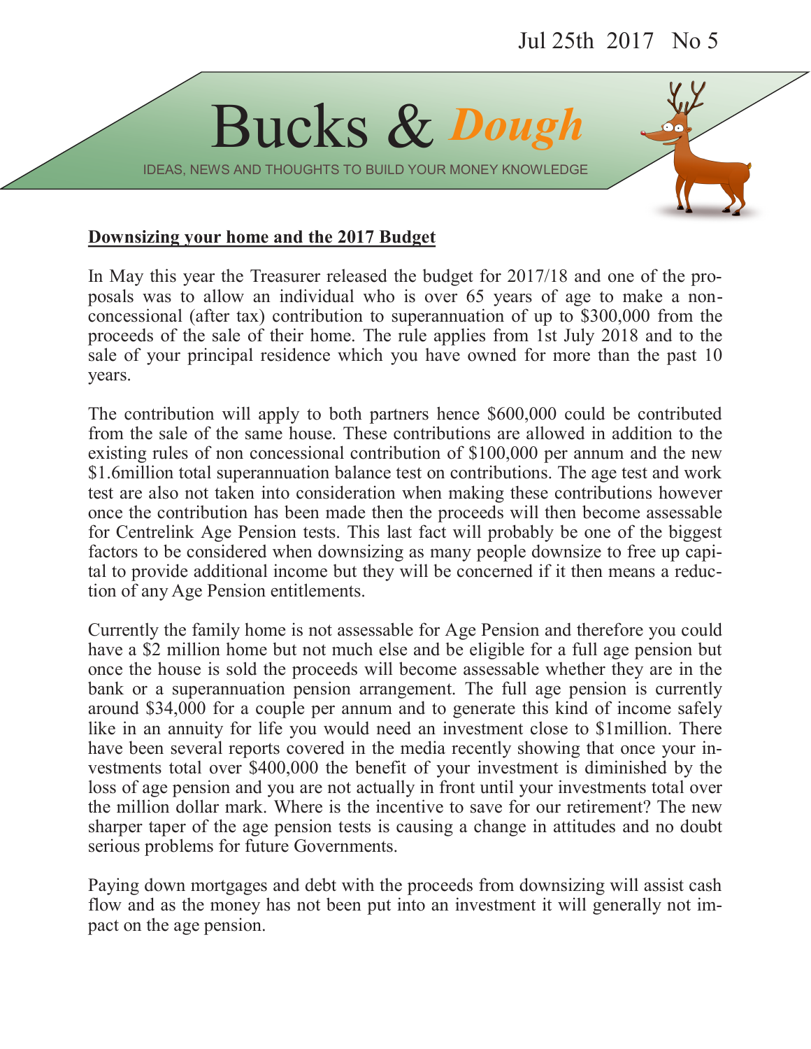Jul 25th 2017 No 5

# Bucks & *Dough*

IDEAS, NEWS AND THOUGHTS TO BUILD YOUR MONEY KNOWLEDGE

## Downsizing your home and the 2017 Budget

In May this year the Treasurer released the budget for 2017/18 and one of the proposals was to allow an individual who is over 65 years of age to make a non-concessional (after tax) contribution to superannuation of up to $300,000 from the proceeds of the sale of their home. The rule applies from 1st July 2018 and to the sale of your principal residence which you have owned for more than the past 10 years.

The contribution will apply to both partners hence $600,000 could be contributed from the sale of the same house. These contributions are allowed in addition to the existing rules of non concessional contribution of $100,000 per annum and the new $1.6million total superannuation balance test on contributions. The age test and work test are also not taken into consideration when making these contributions however once the contribution has been made then the proceeds will then become assessable for Centrelink Age Pension tests. This last fact will probably be one of the biggest factors to be considered when downsizing as many people downsize to free up capital to provide additional income but they will be concerned if it then means a reduction of any Age Pension entitlements.

Currently the family home is not assessable for Age Pension and therefore you could have a $2 million home but not much else and be eligible for a full age pension but once the house is sold the proceeds will become assessable whether they are in the bank or a superannuation pension arrangement. The full age pension is currently around $34,000 for a couple per annum and to generate this kind of income safely like in an annuity for life you would need an investment close to $1million. There have been several reports covered in the media recently showing that once your investments total over $400,000 the benefit of your investment is diminished by the loss of age pension and you are not actually in front until your investments total over the million dollar mark. Where is the incentive to save for our retirement? The new sharper taper of the age pension tests is causing a change in attitudes and no doubt serious problems for future Governments.

Paying down mortgages and debt with the proceeds from downsizing will assist cash flow and as the money has not been put into an investment it will generally not impact on the age pension.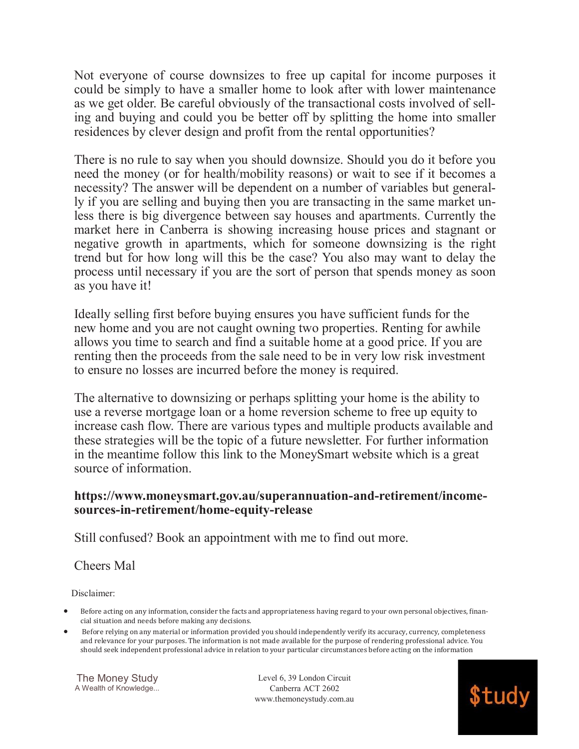Not everyone of course downsizes to free up capital for income purposes it could be simply to have a smaller home to look after with lower maintenance as we get older. Be careful obviously of the transactional costs involved of selling and buying and could you be better off by splitting the home into smaller residences by clever design and profit from the rental opportunities?

There is no rule to say when you should downsize. Should you do it before you need the money (or for health/mobility reasons) or wait to see if it becomes a necessity? The answer will be dependent on a number of variables but generally if you are selling and buying then you are transacting in the same market unless there is big divergence between say houses and apartments. Currently the market here in Canberra is showing increasing house prices and stagnant or negative growth in apartments, which for someone downsizing is the right trend but for how long will this be the case? You also may want to delay the process until necessary if you are the sort of person that spends money as soon as you have it!

Ideally selling first before buying ensures you have sufficient funds for the new home and you are not caught owning two properties. Renting for awhile allows you time to search and find a suitable home at a good price. If you are renting then the proceeds from the sale need to be in very low risk investment to ensure no losses are incurred before the money is required.

The alternative to downsizing or perhaps splitting your home is the ability to use a reverse mortgage loan or a home reversion scheme to free up equity to increase cash flow. There are various types and multiple products available and these strategies will be the topic of a future newsletter. For further information in the meantime follow this link to the MoneySmart website which is a great source of information.

**https://www.moneysmart.gov.au/superannuation-and-retirement/income-sources-in-retirement/home-equity-release**

Still confused? Book an appointment with me to find out more.

Cheers Mal

Disclaimer:

- Before acting on any information, consider the facts and appropriateness having regard to your own personal objectives, financial situation and needs before making any decisions.
- Before relying on any material or information provided you should independently verify its accuracy, currency, completeness and relevance for your purposes. The information is not made available for the purpose of rendering professional advice. You should seek independent professional advice in relation to your particular circumstances before acting on the information

The Money Study
A Wealth of Knowledge...

Level 6, 39 London Circuit
Canberra ACT 2602
www.themoneystudy.com.au

$tudy